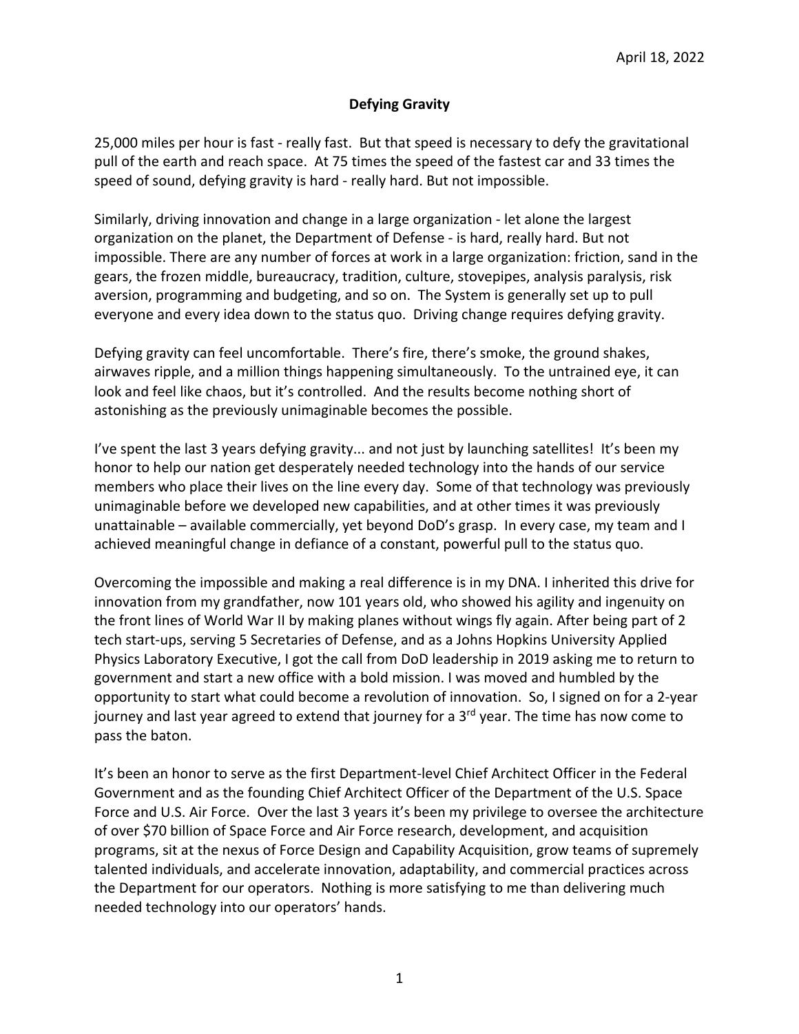April 18, 2022

# Defying Gravity

25,000 miles per hour is fast - really fast. But that speed is necessary to defy the gravitational pull of the earth and reach space. At 75 times the speed of the fastest car and 33 times the speed of sound, defying gravity is hard - really hard. But not impossible.

Similarly, driving innovation and change in a large organization - let alone the largest organization on the planet, the Department of Defense - is hard, really hard. But not impossible. There are any number of forces at work in a large organization: friction, sand in the gears, the frozen middle, bureaucracy, tradition, culture, stovepipes, analysis paralysis, risk aversion, programming and budgeting, and so on. The System is generally set up to pull everyone and every idea down to the status quo. Driving change requires defying gravity.

Defying gravity can feel uncomfortable. There's fire, there's smoke, the ground shakes, airwaves ripple, and a million things happening simultaneously. To the untrained eye, it can look and feel like chaos, but it's controlled. And the results become nothing short of astonishing as the previously unimaginable becomes the possible.

I've spent the last 3 years defying gravity... and not just by launching satellites! It's been my honor to help our nation get desperately needed technology into the hands of our service members who place their lives on the line every day. Some of that technology was previously unimaginable before we developed new capabilities, and at other times it was previously unattainable – available commercially, yet beyond DoD's grasp. In every case, my team and I achieved meaningful change in defiance of a constant, powerful pull to the status quo.

Overcoming the impossible and making a real difference is in my DNA. I inherited this drive for innovation from my grandfather, now 101 years old, who showed his agility and ingenuity on the front lines of World War II by making planes without wings fly again. After being part of 2 tech start-ups, serving 5 Secretaries of Defense, and as a Johns Hopkins University Applied Physics Laboratory Executive, I got the call from DoD leadership in 2019 asking me to return to government and start a new office with a bold mission. I was moved and humbled by the opportunity to start what could become a revolution of innovation. So, I signed on for a 2-year journey and last year agreed to extend that journey for a 3rd year. The time has now come to pass the baton.

It's been an honor to serve as the first Department-level Chief Architect Officer in the Federal Government and as the founding Chief Architect Officer of the Department of the U.S. Space Force and U.S. Air Force. Over the last 3 years it's been my privilege to oversee the architecture of over $70 billion of Space Force and Air Force research, development, and acquisition programs, sit at the nexus of Force Design and Capability Acquisition, grow teams of supremely talented individuals, and accelerate innovation, adaptability, and commercial practices across the Department for our operators. Nothing is more satisfying to me than delivering much needed technology into our operators' hands.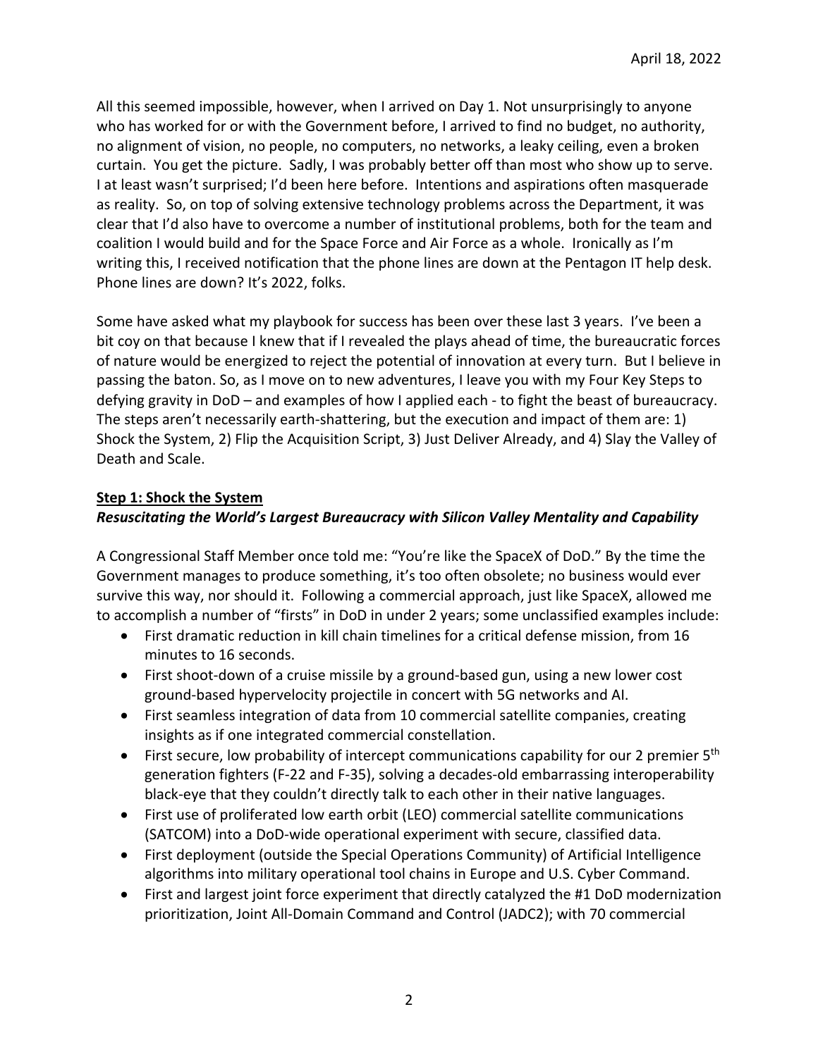April 18, 2022

All this seemed impossible, however, when I arrived on Day 1. Not unsurprisingly to anyone who has worked for or with the Government before, I arrived to find no budget, no authority, no alignment of vision, no people, no computers, no networks, a leaky ceiling, even a broken curtain. You get the picture. Sadly, I was probably better off than most who show up to serve. I at least wasn't surprised; I'd been here before. Intentions and aspirations often masquerade as reality. So, on top of solving extensive technology problems across the Department, it was clear that I'd also have to overcome a number of institutional problems, both for the team and coalition I would build and for the Space Force and Air Force as a whole. Ironically as I'm writing this, I received notification that the phone lines are down at the Pentagon IT help desk. Phone lines are down? It's 2022, folks.

Some have asked what my playbook for success has been over these last 3 years. I've been a bit coy on that because I knew that if I revealed the plays ahead of time, the bureaucratic forces of nature would be energized to reject the potential of innovation at every turn. But I believe in passing the baton. So, as I move on to new adventures, I leave you with my Four Key Steps to defying gravity in DoD – and examples of how I applied each - to fight the beast of bureaucracy. The steps aren't necessarily earth-shattering, but the execution and impact of them are: 1) Shock the System, 2) Flip the Acquisition Script, 3) Just Deliver Already, and 4) Slay the Valley of Death and Scale.

## Step 1: Shock the System

### *Resuscitating the World's Largest Bureaucracy with Silicon Valley Mentality and Capability*

A Congressional Staff Member once told me: "You're like the SpaceX of DoD." By the time the Government manages to produce something, it's too often obsolete; no business would ever survive this way, nor should it. Following a commercial approach, just like SpaceX, allowed me to accomplish a number of "firsts" in DoD in under 2 years; some unclassified examples include:

- First dramatic reduction in kill chain timelines for a critical defense mission, from 16 minutes to 16 seconds.
- First shoot-down of a cruise missile by a ground-based gun, using a new lower cost ground-based hypervelocity projectile in concert with 5G networks and AI.
- First seamless integration of data from 10 commercial satellite companies, creating insights as if one integrated commercial constellation.
- First secure, low probability of intercept communications capability for our 2 premier 5th generation fighters (F-22 and F-35), solving a decades-old embarrassing interoperability black-eye that they couldn't directly talk to each other in their native languages.
- First use of proliferated low earth orbit (LEO) commercial satellite communications (SATCOM) into a DoD-wide operational experiment with secure, classified data.
- First deployment (outside the Special Operations Community) of Artificial Intelligence algorithms into military operational tool chains in Europe and U.S. Cyber Command.
- First and largest joint force experiment that directly catalyzed the #1 DoD modernization prioritization, Joint All-Domain Command and Control (JADC2); with 70 commercial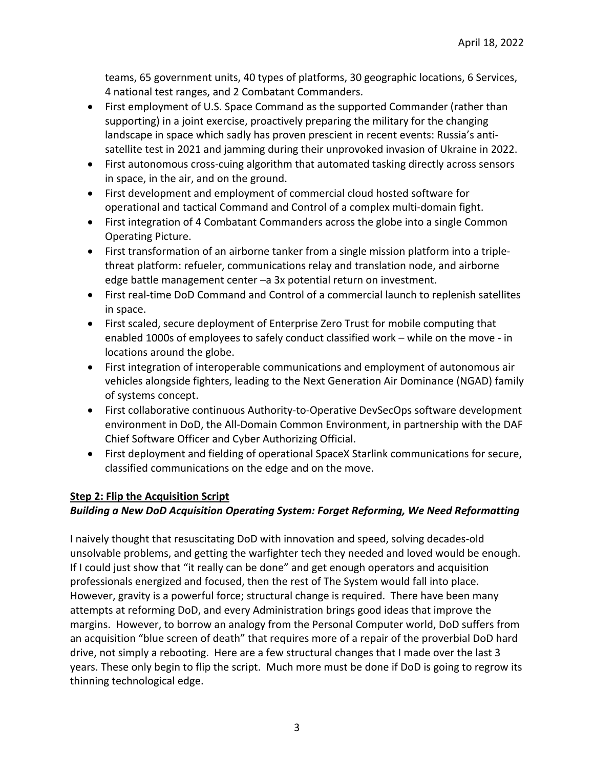teams, 65 government units, 40 types of platforms, 30 geographic locations, 6 Services, 4 national test ranges, and 2 Combatant Commanders.

- First employment of U.S. Space Command as the supported Commander (rather than supporting) in a joint exercise, proactively preparing the military for the changing landscape in space which sadly has proven prescient in recent events: Russia's anti-satellite test in 2021 and jamming during their unprovoked invasion of Ukraine in 2022.
- First autonomous cross-cuing algorithm that automated tasking directly across sensors in space, in the air, and on the ground.
- First development and employment of commercial cloud hosted software for operational and tactical Command and Control of a complex multi-domain fight.
- First integration of 4 Combatant Commanders across the globe into a single Common Operating Picture.
- First transformation of an airborne tanker from a single mission platform into a triple-threat platform: refueler, communications relay and translation node, and airborne edge battle management center –a 3x potential return on investment.
- First real-time DoD Command and Control of a commercial launch to replenish satellites in space.
- First scaled, secure deployment of Enterprise Zero Trust for mobile computing that enabled 1000s of employees to safely conduct classified work – while on the move - in locations around the globe.
- First integration of interoperable communications and employment of autonomous air vehicles alongside fighters, leading to the Next Generation Air Dominance (NGAD) family of systems concept.
- First collaborative continuous Authority-to-Operative DevSecOps software development environment in DoD, the All-Domain Common Environment, in partnership with the DAF Chief Software Officer and Cyber Authorizing Official.
- First deployment and fielding of operational SpaceX Starlink communications for secure, classified communications on the edge and on the move.

## Step 2: Flip the Acquisition Script

***Building a New DoD Acquisition Operating System: Forget Reforming, We Need Reformatting***

I naively thought that resuscitating DoD with innovation and speed, solving decades-old unsolvable problems, and getting the warfighter tech they needed and loved would be enough. If I could just show that "it really can be done" and get enough operators and acquisition professionals energized and focused, then the rest of The System would fall into place. However, gravity is a powerful force; structural change is required. There have been many attempts at reforming DoD, and every Administration brings good ideas that improve the margins. However, to borrow an analogy from the Personal Computer world, DoD suffers from an acquisition "blue screen of death" that requires more of a repair of the proverbial DoD hard drive, not simply a rebooting. Here are a few structural changes that I made over the last 3 years. These only begin to flip the script. Much more must be done if DoD is going to regrow its thinning technological edge.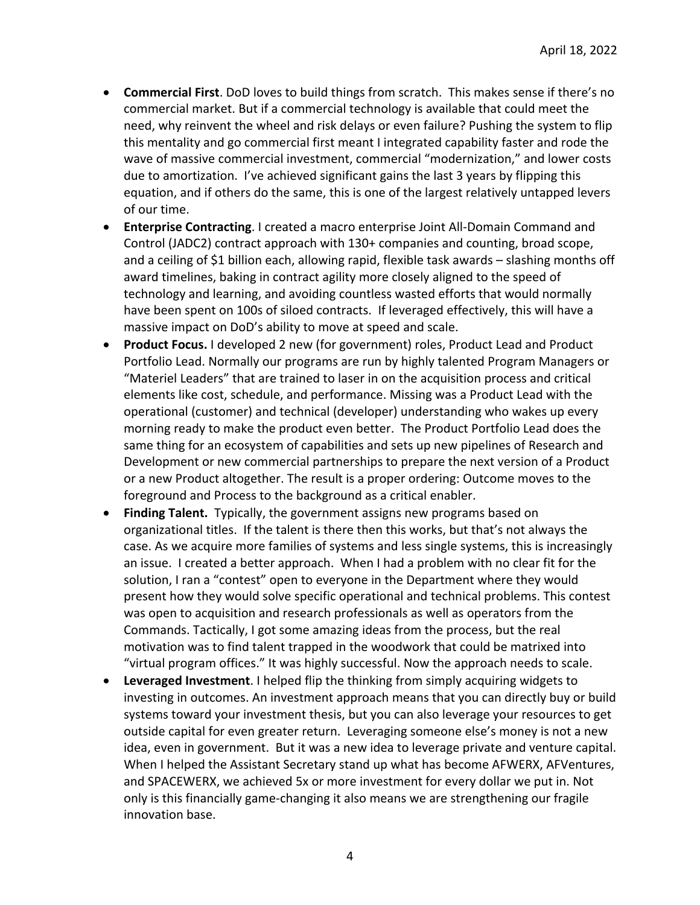- **Commercial First**. DoD loves to build things from scratch. This makes sense if there's no commercial market. But if a commercial technology is available that could meet the need, why reinvent the wheel and risk delays or even failure? Pushing the system to flip this mentality and go commercial first meant I integrated capability faster and rode the wave of massive commercial investment, commercial "modernization," and lower costs due to amortization. I've achieved significant gains the last 3 years by flipping this equation, and if others do the same, this is one of the largest relatively untapped levers of our time.
- **Enterprise Contracting**. I created a macro enterprise Joint All-Domain Command and Control (JADC2) contract approach with 130+ companies and counting, broad scope, and a ceiling of $1 billion each, allowing rapid, flexible task awards – slashing months off award timelines, baking in contract agility more closely aligned to the speed of technology and learning, and avoiding countless wasted efforts that would normally have been spent on 100s of siloed contracts. If leveraged effectively, this will have a massive impact on DoD's ability to move at speed and scale.
- **Product Focus.** I developed 2 new (for government) roles, Product Lead and Product Portfolio Lead. Normally our programs are run by highly talented Program Managers or "Materiel Leaders" that are trained to laser in on the acquisition process and critical elements like cost, schedule, and performance. Missing was a Product Lead with the operational (customer) and technical (developer) understanding who wakes up every morning ready to make the product even better. The Product Portfolio Lead does the same thing for an ecosystem of capabilities and sets up new pipelines of Research and Development or new commercial partnerships to prepare the next version of a Product or a new Product altogether. The result is a proper ordering: Outcome moves to the foreground and Process to the background as a critical enabler.
- **Finding Talent.** Typically, the government assigns new programs based on organizational titles. If the talent is there then this works, but that's not always the case. As we acquire more families of systems and less single systems, this is increasingly an issue. I created a better approach. When I had a problem with no clear fit for the solution, I ran a "contest" open to everyone in the Department where they would present how they would solve specific operational and technical problems. This contest was open to acquisition and research professionals as well as operators from the Commands. Tactically, I got some amazing ideas from the process, but the real motivation was to find talent trapped in the woodwork that could be matrixed into "virtual program offices." It was highly successful. Now the approach needs to scale.
- **Leveraged Investment**. I helped flip the thinking from simply acquiring widgets to investing in outcomes. An investment approach means that you can directly buy or build systems toward your investment thesis, but you can also leverage your resources to get outside capital for even greater return. Leveraging someone else's money is not a new idea, even in government. But it was a new idea to leverage private and venture capital. When I helped the Assistant Secretary stand up what has become AFWERX, AFVentures, and SPACEWERX, we achieved 5x or more investment for every dollar we put in. Not only is this financially game-changing it also means we are strengthening our fragile innovation base.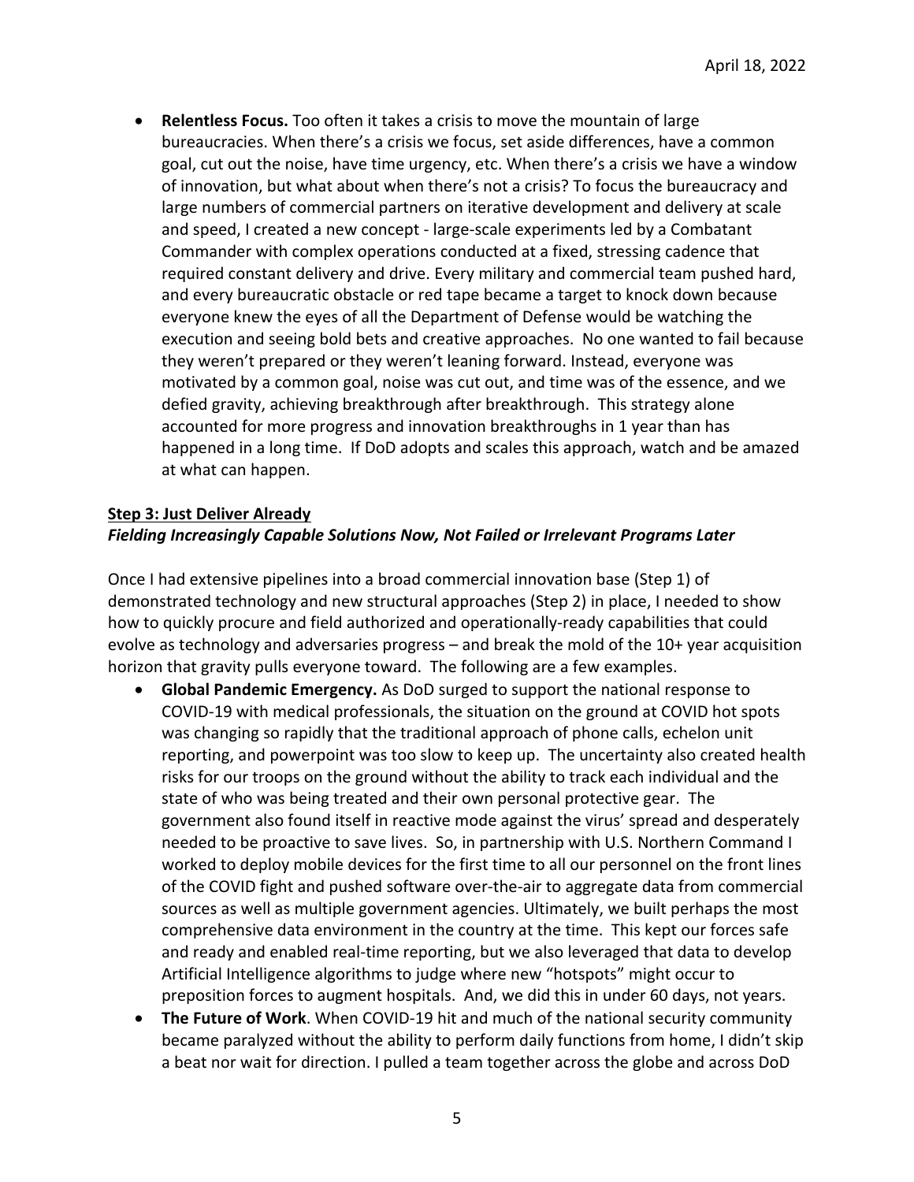- **Relentless Focus.** Too often it takes a crisis to move the mountain of large bureaucracies. When there's a crisis we focus, set aside differences, have a common goal, cut out the noise, have time urgency, etc. When there's a crisis we have a window of innovation, but what about when there's not a crisis? To focus the bureaucracy and large numbers of commercial partners on iterative development and delivery at scale and speed, I created a new concept - large-scale experiments led by a Combatant Commander with complex operations conducted at a fixed, stressing cadence that required constant delivery and drive. Every military and commercial team pushed hard, and every bureaucratic obstacle or red tape became a target to knock down because everyone knew the eyes of all the Department of Defense would be watching the execution and seeing bold bets and creative approaches. No one wanted to fail because they weren't prepared or they weren't leaning forward. Instead, everyone was motivated by a common goal, noise was cut out, and time was of the essence, and we defied gravity, achieving breakthrough after breakthrough. This strategy alone accounted for more progress and innovation breakthroughs in 1 year than has happened in a long time. If DoD adopts and scales this approach, watch and be amazed at what can happen.

**Step 3: Just Deliver Already**

***Fielding Increasingly Capable Solutions Now, Not Failed or Irrelevant Programs Later***

Once I had extensive pipelines into a broad commercial innovation base (Step 1) of demonstrated technology and new structural approaches (Step 2) in place, I needed to show how to quickly procure and field authorized and operationally-ready capabilities that could evolve as technology and adversaries progress – and break the mold of the 10+ year acquisition horizon that gravity pulls everyone toward. The following are a few examples.

- **Global Pandemic Emergency.** As DoD surged to support the national response to COVID-19 with medical professionals, the situation on the ground at COVID hot spots was changing so rapidly that the traditional approach of phone calls, echelon unit reporting, and powerpoint was too slow to keep up. The uncertainty also created health risks for our troops on the ground without the ability to track each individual and the state of who was being treated and their own personal protective gear. The government also found itself in reactive mode against the virus' spread and desperately needed to be proactive to save lives. So, in partnership with U.S. Northern Command I worked to deploy mobile devices for the first time to all our personnel on the front lines of the COVID fight and pushed software over-the-air to aggregate data from commercial sources as well as multiple government agencies. Ultimately, we built perhaps the most comprehensive data environment in the country at the time. This kept our forces safe and ready and enabled real-time reporting, but we also leveraged that data to develop Artificial Intelligence algorithms to judge where new "hotspots" might occur to preposition forces to augment hospitals. And, we did this in under 60 days, not years.
- **The Future of Work**. When COVID-19 hit and much of the national security community became paralyzed without the ability to perform daily functions from home, I didn't skip a beat nor wait for direction. I pulled a team together across the globe and across DoD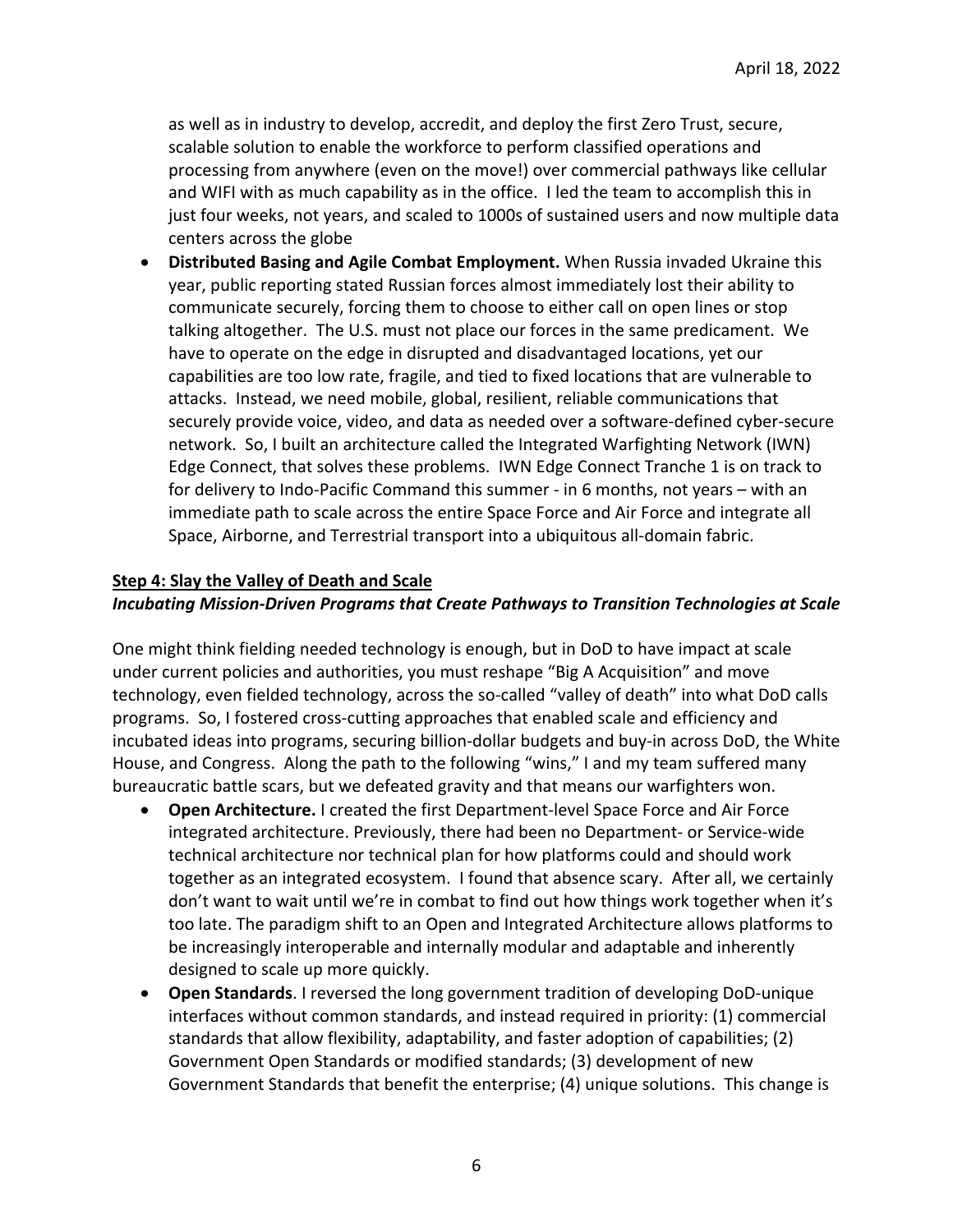as well as in industry to develop, accredit, and deploy the first Zero Trust, secure, scalable solution to enable the workforce to perform classified operations and processing from anywhere (even on the move!) over commercial pathways like cellular and WIFI with as much capability as in the office. I led the team to accomplish this in just four weeks, not years, and scaled to 1000s of sustained users and now multiple data centers across the globe

- **Distributed Basing and Agile Combat Employment.** When Russia invaded Ukraine this year, public reporting stated Russian forces almost immediately lost their ability to communicate securely, forcing them to choose to either call on open lines or stop talking altogether. The U.S. must not place our forces in the same predicament. We have to operate on the edge in disrupted and disadvantaged locations, yet our capabilities are too low rate, fragile, and tied to fixed locations that are vulnerable to attacks. Instead, we need mobile, global, resilient, reliable communications that securely provide voice, video, and data as needed over a software-defined cyber-secure network. So, I built an architecture called the Integrated Warfighting Network (IWN) Edge Connect, that solves these problems. IWN Edge Connect Tranche 1 is on track to for delivery to Indo-Pacific Command this summer - in 6 months, not years – with an immediate path to scale across the entire Space Force and Air Force and integrate all Space, Airborne, and Terrestrial transport into a ubiquitous all-domain fabric.

## Step 4: Slay the Valley of Death and Scale

### *Incubating Mission-Driven Programs that Create Pathways to Transition Technologies at Scale*

One might think fielding needed technology is enough, but in DoD to have impact at scale under current policies and authorities, you must reshape "Big A Acquisition" and move technology, even fielded technology, across the so-called "valley of death" into what DoD calls programs. So, I fostered cross-cutting approaches that enabled scale and efficiency and incubated ideas into programs, securing billion-dollar budgets and buy-in across DoD, the White House, and Congress. Along the path to the following "wins," I and my team suffered many bureaucratic battle scars, but we defeated gravity and that means our warfighters won.

- **Open Architecture.** I created the first Department-level Space Force and Air Force integrated architecture. Previously, there had been no Department- or Service-wide technical architecture nor technical plan for how platforms could and should work together as an integrated ecosystem. I found that absence scary. After all, we certainly don't want to wait until we're in combat to find out how things work together when it's too late. The paradigm shift to an Open and Integrated Architecture allows platforms to be increasingly interoperable and internally modular and adaptable and inherently designed to scale up more quickly.
- **Open Standards**. I reversed the long government tradition of developing DoD-unique interfaces without common standards, and instead required in priority: (1) commercial standards that allow flexibility, adaptability, and faster adoption of capabilities; (2) Government Open Standards or modified standards; (3) development of new Government Standards that benefit the enterprise; (4) unique solutions. This change is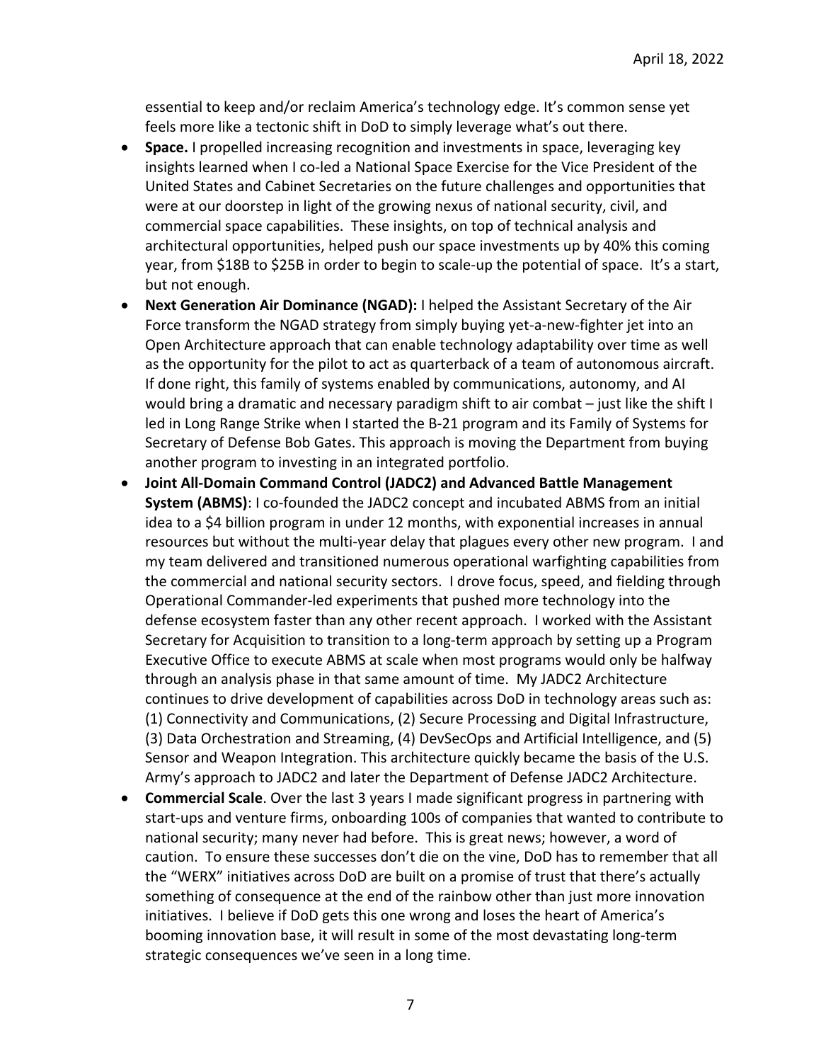essential to keep and/or reclaim America's technology edge. It's common sense yet feels more like a tectonic shift in DoD to simply leverage what's out there.

- **Space.** I propelled increasing recognition and investments in space, leveraging key insights learned when I co-led a National Space Exercise for the Vice President of the United States and Cabinet Secretaries on the future challenges and opportunities that were at our doorstep in light of the growing nexus of national security, civil, and commercial space capabilities. These insights, on top of technical analysis and architectural opportunities, helped push our space investments up by 40% this coming year, from $18B to $25B in order to begin to scale-up the potential of space. It's a start, but not enough.
- **Next Generation Air Dominance (NGAD):** I helped the Assistant Secretary of the Air Force transform the NGAD strategy from simply buying yet-a-new-fighter jet into an Open Architecture approach that can enable technology adaptability over time as well as the opportunity for the pilot to act as quarterback of a team of autonomous aircraft. If done right, this family of systems enabled by communications, autonomy, and AI would bring a dramatic and necessary paradigm shift to air combat – just like the shift I led in Long Range Strike when I started the B-21 program and its Family of Systems for Secretary of Defense Bob Gates. This approach is moving the Department from buying another program to investing in an integrated portfolio.
- **Joint All-Domain Command Control (JADC2) and Advanced Battle Management System (ABMS)**: I co-founded the JADC2 concept and incubated ABMS from an initial idea to a $4 billion program in under 12 months, with exponential increases in annual resources but without the multi-year delay that plagues every other new program. I and my team delivered and transitioned numerous operational warfighting capabilities from the commercial and national security sectors. I drove focus, speed, and fielding through Operational Commander-led experiments that pushed more technology into the defense ecosystem faster than any other recent approach. I worked with the Assistant Secretary for Acquisition to transition to a long-term approach by setting up a Program Executive Office to execute ABMS at scale when most programs would only be halfway through an analysis phase in that same amount of time. My JADC2 Architecture continues to drive development of capabilities across DoD in technology areas such as: (1) Connectivity and Communications, (2) Secure Processing and Digital Infrastructure, (3) Data Orchestration and Streaming, (4) DevSecOps and Artificial Intelligence, and (5) Sensor and Weapon Integration. This architecture quickly became the basis of the U.S. Army's approach to JADC2 and later the Department of Defense JADC2 Architecture.
- **Commercial Scale**. Over the last 3 years I made significant progress in partnering with start-ups and venture firms, onboarding 100s of companies that wanted to contribute to national security; many never had before. This is great news; however, a word of caution. To ensure these successes don't die on the vine, DoD has to remember that all the "WERX" initiatives across DoD are built on a promise of trust that there's actually something of consequence at the end of the rainbow other than just more innovation initiatives. I believe if DoD gets this one wrong and loses the heart of America's booming innovation base, it will result in some of the most devastating long-term strategic consequences we've seen in a long time.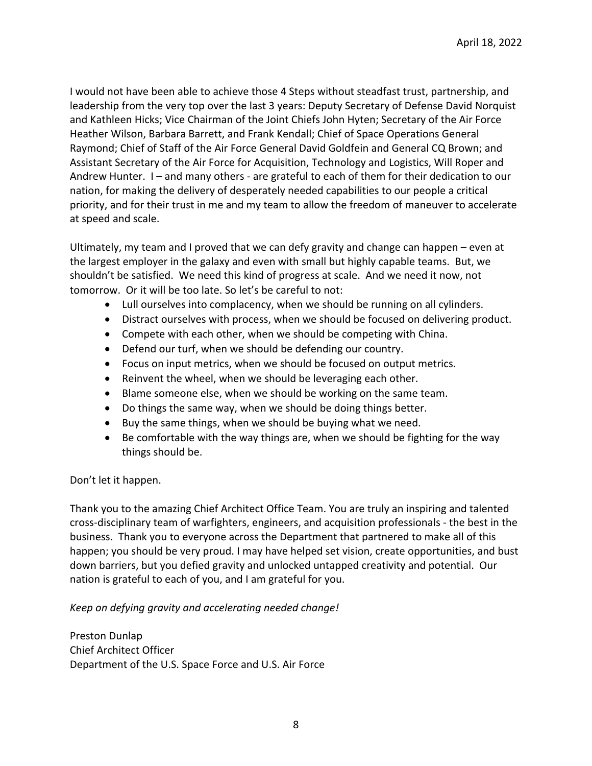April 18, 2022

I would not have been able to achieve those 4 Steps without steadfast trust, partnership, and leadership from the very top over the last 3 years: Deputy Secretary of Defense David Norquist and Kathleen Hicks; Vice Chairman of the Joint Chiefs John Hyten; Secretary of the Air Force Heather Wilson, Barbara Barrett, and Frank Kendall; Chief of Space Operations General Raymond; Chief of Staff of the Air Force General David Goldfein and General CQ Brown; and Assistant Secretary of the Air Force for Acquisition, Technology and Logistics, Will Roper and Andrew Hunter. I – and many others - are grateful to each of them for their dedication to our nation, for making the delivery of desperately needed capabilities to our people a critical priority, and for their trust in me and my team to allow the freedom of maneuver to accelerate at speed and scale.

Ultimately, my team and I proved that we can defy gravity and change can happen – even at the largest employer in the galaxy and even with small but highly capable teams. But, we shouldn't be satisfied. We need this kind of progress at scale. And we need it now, not tomorrow. Or it will be too late. So let's be careful to not:

- Lull ourselves into complacency, when we should be running on all cylinders.
- Distract ourselves with process, when we should be focused on delivering product.
- Compete with each other, when we should be competing with China.
- Defend our turf, when we should be defending our country.
- Focus on input metrics, when we should be focused on output metrics.
- Reinvent the wheel, when we should be leveraging each other.
- Blame someone else, when we should be working on the same team.
- Do things the same way, when we should be doing things better.
- Buy the same things, when we should be buying what we need.
- Be comfortable with the way things are, when we should be fighting for the way things should be.

Don't let it happen.

Thank you to the amazing Chief Architect Office Team. You are truly an inspiring and talented cross-disciplinary team of warfighters, engineers, and acquisition professionals - the best in the business. Thank you to everyone across the Department that partnered to make all of this happen; you should be very proud. I may have helped set vision, create opportunities, and bust down barriers, but you defied gravity and unlocked untapped creativity and potential. Our nation is grateful to each of you, and I am grateful for you.

*Keep on defying gravity and accelerating needed change!*

Preston Dunlap
Chief Architect Officer
Department of the U.S. Space Force and U.S. Air Force